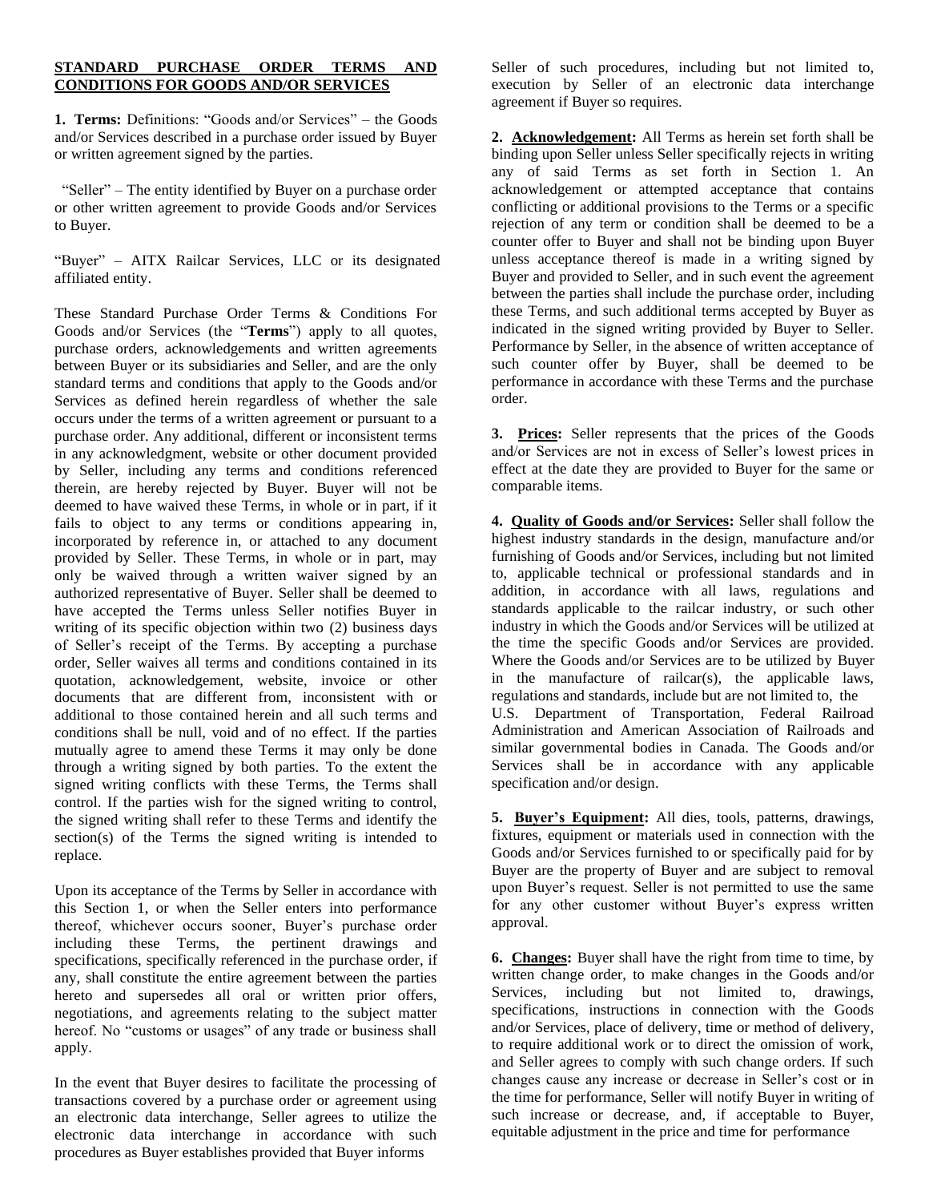## STANDARD PURCHASE ORDER TERMS AND CONDITIONS FOR GOODS AND/OR SERVICES

**1. Terms:** Definitions: "Goods and/or Services" – the Goods and/or Services described in a purchase order issued by Buyer or written agreement signed by the parties.

"Seller" – The entity identified by Buyer on a purchase order or other written agreement to provide Goods and/or Services to Buyer.

"Buyer" – AITX Railcar Services, LLC or its designated affiliated entity.

These Standard Purchase Order Terms & Conditions For Goods and/or Services (the "**Terms**") apply to all quotes, purchase orders, acknowledgements and written agreements between Buyer or its subsidiaries and Seller, and are the only standard terms and conditions that apply to the Goods and/or Services as defined herein regardless of whether the sale occurs under the terms of a written agreement or pursuant to a purchase order. Any additional, different or inconsistent terms in any acknowledgment, website or other document provided by Seller, including any terms and conditions referenced therein, are hereby rejected by Buyer. Buyer will not be deemed to have waived these Terms, in whole or in part, if it fails to object to any terms or conditions appearing in, incorporated by reference in, or attached to any document provided by Seller. These Terms, in whole or in part, may only be waived through a written waiver signed by an authorized representative of Buyer. Seller shall be deemed to have accepted the Terms unless Seller notifies Buyer in writing of its specific objection within two (2) business days of Seller's receipt of the Terms. By accepting a purchase order, Seller waives all terms and conditions contained in its quotation, acknowledgement, website, invoice or other documents that are different from, inconsistent with or additional to those contained herein and all such terms and conditions shall be null, void and of no effect. If the parties mutually agree to amend these Terms it may only be done through a writing signed by both parties. To the extent the signed writing conflicts with these Terms, the Terms shall control. If the parties wish for the signed writing to control, the signed writing shall refer to these Terms and identify the section(s) of the Terms the signed writing is intended to replace.

Upon its acceptance of the Terms by Seller in accordance with this Section 1, or when the Seller enters into performance thereof, whichever occurs sooner, Buyer's purchase order including these Terms, the pertinent drawings and specifications, specifically referenced in the purchase order, if any, shall constitute the entire agreement between the parties hereto and supersedes all oral or written prior offers, negotiations, and agreements relating to the subject matter hereof. No "customs or usages" of any trade or business shall apply.

In the event that Buyer desires to facilitate the processing of transactions covered by a purchase order or agreement using an electronic data interchange, Seller agrees to utilize the electronic data interchange in accordance with such procedures as Buyer establishes provided that Buyer informs Seller of such procedures, including but not limited to, execution by Seller of an electronic data interchange agreement if Buyer so requires.

**2. Acknowledgement:** All Terms as herein set forth shall be binding upon Seller unless Seller specifically rejects in writing any of said Terms as set forth in Section 1. An acknowledgement or attempted acceptance that contains conflicting or additional provisions to the Terms or a specific rejection of any term or condition shall be deemed to be a counter offer to Buyer and shall not be binding upon Buyer unless acceptance thereof is made in a writing signed by Buyer and provided to Seller, and in such event the agreement between the parties shall include the purchase order, including these Terms, and such additional terms accepted by Buyer as indicated in the signed writing provided by Buyer to Seller. Performance by Seller, in the absence of written acceptance of such counter offer by Buyer, shall be deemed to be performance in accordance with these Terms and the purchase order.

**3. Prices:** Seller represents that the prices of the Goods and/or Services are not in excess of Seller's lowest prices in effect at the date they are provided to Buyer for the same or comparable items.

**4. Quality of Goods and/or Services:** Seller shall follow the highest industry standards in the design, manufacture and/or furnishing of Goods and/or Services, including but not limited to, applicable technical or professional standards and in addition, in accordance with all laws, regulations and standards applicable to the railcar industry, or such other industry in which the Goods and/or Services will be utilized at the time the specific Goods and/or Services are provided. Where the Goods and/or Services are to be utilized by Buyer in the manufacture of railcar(s), the applicable laws, regulations and standards, include but are not limited to, the U.S. Department of Transportation, Federal Railroad Administration and American Association of Railroads and similar governmental bodies in Canada. The Goods and/or Services shall be in accordance with any applicable specification and/or design.

**5. Buyer's Equipment:** All dies, tools, patterns, drawings, fixtures, equipment or materials used in connection with the Goods and/or Services furnished to or specifically paid for by Buyer are the property of Buyer and are subject to removal upon Buyer's request. Seller is not permitted to use the same for any other customer without Buyer's express written approval.

**6. Changes:** Buyer shall have the right from time to time, by written change order, to make changes in the Goods and/or Services, including but not limited to, drawings, specifications, instructions in connection with the Goods and/or Services, place of delivery, time or method of delivery, to require additional work or to direct the omission of work, and Seller agrees to comply with such change orders. If such changes cause any increase or decrease in Seller's cost or in the time for performance, Seller will notify Buyer in writing of such increase or decrease, and, if acceptable to Buyer, equitable adjustment in the price and time for performance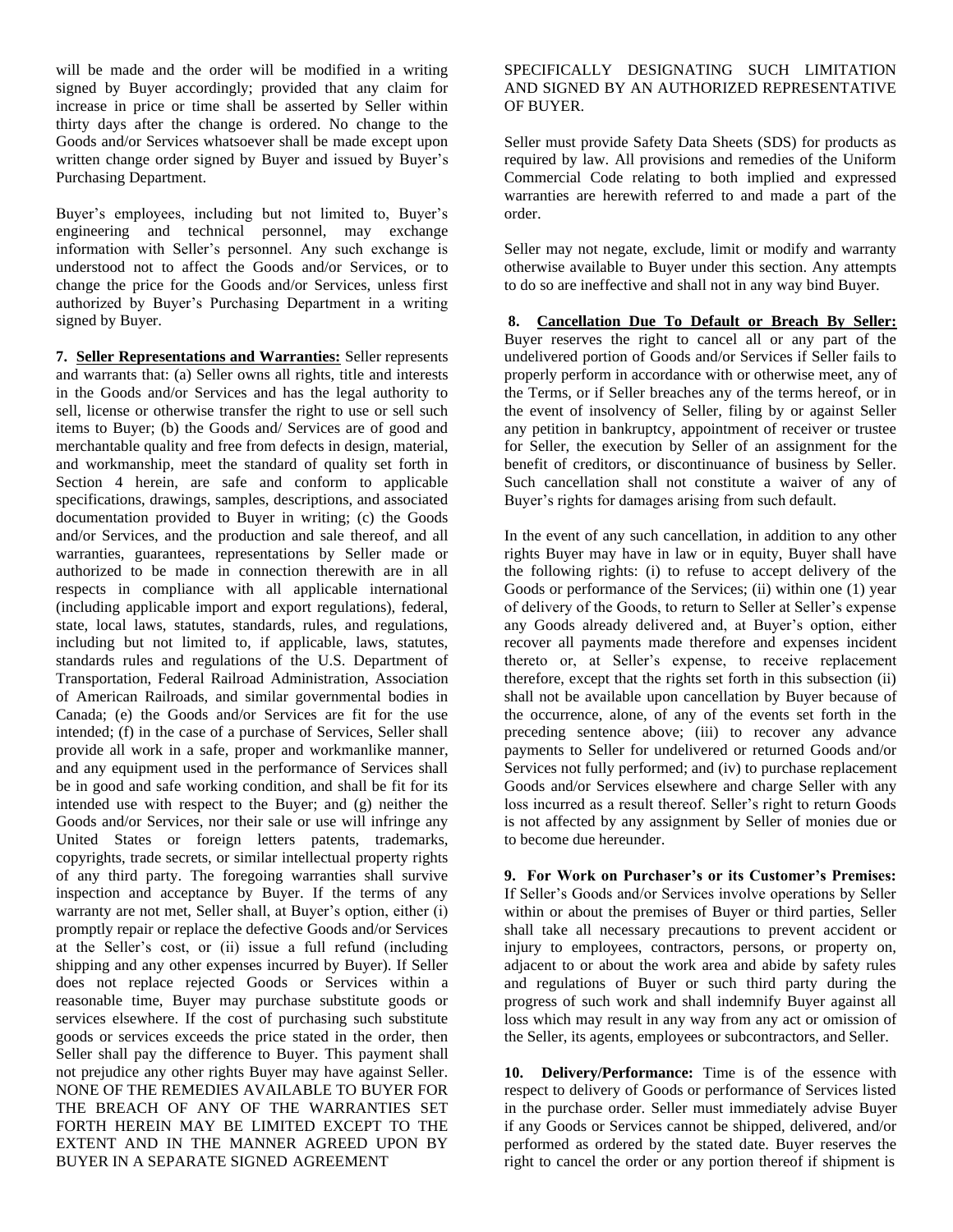will be made and the order will be modified in a writing signed by Buyer accordingly; provided that any claim for increase in price or time shall be asserted by Seller within thirty days after the change is ordered. No change to the Goods and/or Services whatsoever shall be made except upon written change order signed by Buyer and issued by Buyer's Purchasing Department.

Buyer's employees, including but not limited to, Buyer's engineering and technical personnel, may exchange information with Seller's personnel. Any such exchange is understood not to affect the Goods and/or Services, or to change the price for the Goods and/or Services, unless first authorized by Buyer's Purchasing Department in a writing signed by Buyer.

**7. Seller Representations and Warranties:** Seller represents and warrants that: (a) Seller owns all rights, title and interests in the Goods and/or Services and has the legal authority to sell, license or otherwise transfer the right to use or sell such items to Buyer; (b) the Goods and/ Services are of good and merchantable quality and free from defects in design, material, and workmanship, meet the standard of quality set forth in Section 4 herein, are safe and conform to applicable specifications, drawings, samples, descriptions, and associated documentation provided to Buyer in writing; (c) the Goods and/or Services, and the production and sale thereof, and all warranties, guarantees, representations by Seller made or authorized to be made in connection therewith are in all respects in compliance with all applicable international (including applicable import and export regulations), federal, state, local laws, statutes, standards, rules, and regulations, including but not limited to, if applicable, laws, statutes, standards rules and regulations of the U.S. Department of Transportation, Federal Railroad Administration, Association of American Railroads, and similar governmental bodies in Canada; (e) the Goods and/or Services are fit for the use intended; (f) in the case of a purchase of Services, Seller shall provide all work in a safe, proper and workmanlike manner, and any equipment used in the performance of Services shall be in good and safe working condition, and shall be fit for its intended use with respect to the Buyer; and (g) neither the Goods and/or Services, nor their sale or use will infringe any United States or foreign letters patents, trademarks, copyrights, trade secrets, or similar intellectual property rights of any third party. The foregoing warranties shall survive inspection and acceptance by Buyer. If the terms of any warranty are not met, Seller shall, at Buyer's option, either (i) promptly repair or replace the defective Goods and/or Services at the Seller's cost, or (ii) issue a full refund (including shipping and any other expenses incurred by Buyer). If Seller does not replace rejected Goods or Services within a reasonable time, Buyer may purchase substitute goods or services elsewhere. If the cost of purchasing such substitute goods or services exceeds the price stated in the order, then Seller shall pay the difference to Buyer. This payment shall not prejudice any other rights Buyer may have against Seller. NONE OF THE REMEDIES AVAILABLE TO BUYER FOR THE BREACH OF ANY OF THE WARRANTIES SET FORTH HEREIN MAY BE LIMITED EXCEPT TO THE EXTENT AND IN THE MANNER AGREED UPON BY BUYER IN A SEPARATE SIGNED AGREEMENT SPECIFICALLY DESIGNATING SUCH LIMITATION AND SIGNED BY AN AUTHORIZED REPRESENTATIVE OF BUYER.

Seller must provide Safety Data Sheets (SDS) for products as required by law. All provisions and remedies of the Uniform Commercial Code relating to both implied and expressed warranties are herewith referred to and made a part of the order.

Seller may not negate, exclude, limit or modify and warranty otherwise available to Buyer under this section. Any attempts to do so are ineffective and shall not in any way bind Buyer.

**8. Cancellation Due To Default or Breach By Seller:** Buyer reserves the right to cancel all or any part of the undelivered portion of Goods and/or Services if Seller fails to properly perform in accordance with or otherwise meet, any of the Terms, or if Seller breaches any of the terms hereof, or in the event of insolvency of Seller, filing by or against Seller any petition in bankruptcy, appointment of receiver or trustee for Seller, the execution by Seller of an assignment for the benefit of creditors, or discontinuance of business by Seller. Such cancellation shall not constitute a waiver of any of Buyer's rights for damages arising from such default.

In the event of any such cancellation, in addition to any other rights Buyer may have in law or in equity, Buyer shall have the following rights: (i) to refuse to accept delivery of the Goods or performance of the Services; (ii) within one (1) year of delivery of the Goods, to return to Seller at Seller's expense any Goods already delivered and, at Buyer's option, either recover all payments made therefore and expenses incident thereto or, at Seller's expense, to receive replacement therefore, except that the rights set forth in this subsection (ii) shall not be available upon cancellation by Buyer because of the occurrence, alone, of any of the events set forth in the preceding sentence above; (iii) to recover any advance payments to Seller for undelivered or returned Goods and/or Services not fully performed; and (iv) to purchase replacement Goods and/or Services elsewhere and charge Seller with any loss incurred as a result thereof. Seller's right to return Goods is not affected by any assignment by Seller of monies due or to become due hereunder.

**9. For Work on Purchaser's or its Customer's Premises:** If Seller's Goods and/or Services involve operations by Seller within or about the premises of Buyer or third parties, Seller shall take all necessary precautions to prevent accident or injury to employees, contractors, persons, or property on, adjacent to or about the work area and abide by safety rules and regulations of Buyer or such third party during the progress of such work and shall indemnify Buyer against all loss which may result in any way from any act or omission of the Seller, its agents, employees or subcontractors, and Seller.

**10. Delivery/Performance:** Time is of the essence with respect to delivery of Goods or performance of Services listed in the purchase order. Seller must immediately advise Buyer if any Goods or Services cannot be shipped, delivered, and/or performed as ordered by the stated date. Buyer reserves the right to cancel the order or any portion thereof if shipment is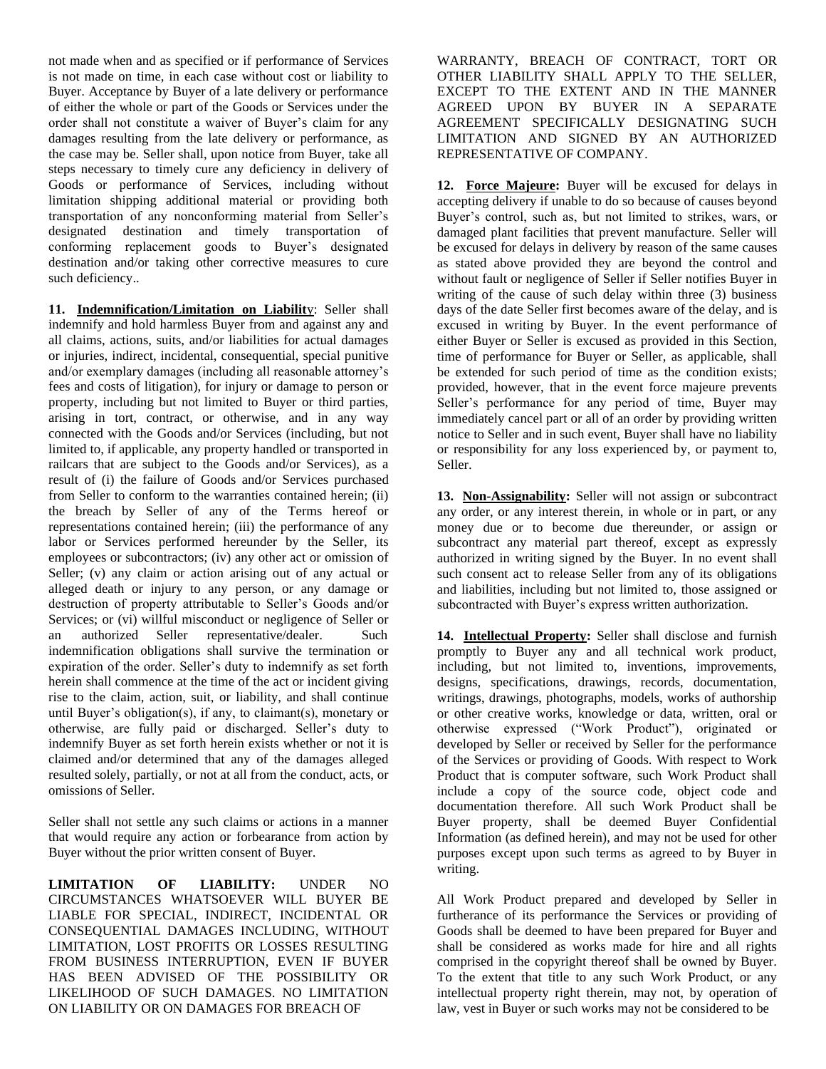not made when and as specified or if performance of Services is not made on time, in each case without cost or liability to Buyer. Acceptance by Buyer of a late delivery or performance of either the whole or part of the Goods or Services under the order shall not constitute a waiver of Buyer's claim for any damages resulting from the late delivery or performance, as the case may be. Seller shall, upon notice from Buyer, take all steps necessary to timely cure any deficiency in delivery of Goods or performance of Services, including without limitation shipping additional material or providing both transportation of any nonconforming material from Seller's designated destination and timely transportation of conforming replacement goods to Buyer's designated destination and/or taking other corrective measures to cure such deficiency..

**11. Indemnification/Limitation on Liability**: Seller shall indemnify and hold harmless Buyer from and against any and all claims, actions, suits, and/or liabilities for actual damages or injuries, indirect, incidental, consequential, special punitive and/or exemplary damages (including all reasonable attorney's fees and costs of litigation), for injury or damage to person or property, including but not limited to Buyer or third parties, arising in tort, contract, or otherwise, and in any way connected with the Goods and/or Services (including, but not limited to, if applicable, any property handled or transported in railcars that are subject to the Goods and/or Services), as a result of (i) the failure of Goods and/or Services purchased from Seller to conform to the warranties contained herein; (ii) the breach by Seller of any of the Terms hereof or representations contained herein; (iii) the performance of any labor or Services performed hereunder by the Seller, its employees or subcontractors; (iv) any other act or omission of Seller; (v) any claim or action arising out of any actual or alleged death or injury to any person, or any damage or destruction of property attributable to Seller's Goods and/or Services; or (vi) willful misconduct or negligence of Seller or an authorized Seller representative/dealer. Such indemnification obligations shall survive the termination or expiration of the order. Seller's duty to indemnify as set forth herein shall commence at the time of the act or incident giving rise to the claim, action, suit, or liability, and shall continue until Buyer's obligation(s), if any, to claimant(s), monetary or otherwise, are fully paid or discharged. Seller's duty to indemnify Buyer as set forth herein exists whether or not it is claimed and/or determined that any of the damages alleged resulted solely, partially, or not at all from the conduct, acts, or omissions of Seller.

Seller shall not settle any such claims or actions in a manner that would require any action or forbearance from action by Buyer without the prior written consent of Buyer.

**LIMITATION OF LIABILITY:** UNDER NO CIRCUMSTANCES WHATSOEVER WILL BUYER BE LIABLE FOR SPECIAL, INDIRECT, INCIDENTAL OR CONSEQUENTIAL DAMAGES INCLUDING, WITHOUT LIMITATION, LOST PROFITS OR LOSSES RESULTING FROM BUSINESS INTERRUPTION, EVEN IF BUYER HAS BEEN ADVISED OF THE POSSIBILITY OR LIKELIHOOD OF SUCH DAMAGES. NO LIMITATION ON LIABILITY OR ON DAMAGES FOR BREACH OF WARRANTY, BREACH OF CONTRACT, TORT OR OTHER LIABILITY SHALL APPLY TO THE SELLER, EXCEPT TO THE EXTENT AND IN THE MANNER AGREED UPON BY BUYER IN A SEPARATE AGREEMENT SPECIFICALLY DESIGNATING SUCH LIMITATION AND SIGNED BY AN AUTHORIZED REPRESENTATIVE OF COMPANY.

**12. Force Majeure:** Buyer will be excused for delays in accepting delivery if unable to do so because of causes beyond Buyer's control, such as, but not limited to strikes, wars, or damaged plant facilities that prevent manufacture. Seller will be excused for delays in delivery by reason of the same causes as stated above provided they are beyond the control and without fault or negligence of Seller if Seller notifies Buyer in writing of the cause of such delay within three (3) business days of the date Seller first becomes aware of the delay, and is excused in writing by Buyer. In the event performance of either Buyer or Seller is excused as provided in this Section, time of performance for Buyer or Seller, as applicable, shall be extended for such period of time as the condition exists; provided, however, that in the event force majeure prevents Seller's performance for any period of time, Buyer may immediately cancel part or all of an order by providing written notice to Seller and in such event, Buyer shall have no liability or responsibility for any loss experienced by, or payment to, Seller.

**13. Non-Assignability:** Seller will not assign or subcontract any order, or any interest therein, in whole or in part, or any money due or to become due thereunder, or assign or subcontract any material part thereof, except as expressly authorized in writing signed by the Buyer. In no event shall such consent act to release Seller from any of its obligations and liabilities, including but not limited to, those assigned or subcontracted with Buyer's express written authorization.

**14. Intellectual Property:** Seller shall disclose and furnish promptly to Buyer any and all technical work product, including, but not limited to, inventions, improvements, designs, specifications, drawings, records, documentation, writings, drawings, photographs, models, works of authorship or other creative works, knowledge or data, written, oral or otherwise expressed ("Work Product"), originated or developed by Seller or received by Seller for the performance of the Services or providing of Goods. With respect to Work Product that is computer software, such Work Product shall include a copy of the source code, object code and documentation therefore. All such Work Product shall be Buyer property, shall be deemed Buyer Confidential Information (as defined herein), and may not be used for other purposes except upon such terms as agreed to by Buyer in writing.

All Work Product prepared and developed by Seller in furtherance of its performance the Services or providing of Goods shall be deemed to have been prepared for Buyer and shall be considered as works made for hire and all rights comprised in the copyright thereof shall be owned by Buyer. To the extent that title to any such Work Product, or any intellectual property right therein, may not, by operation of law, vest in Buyer or such works may not be considered to be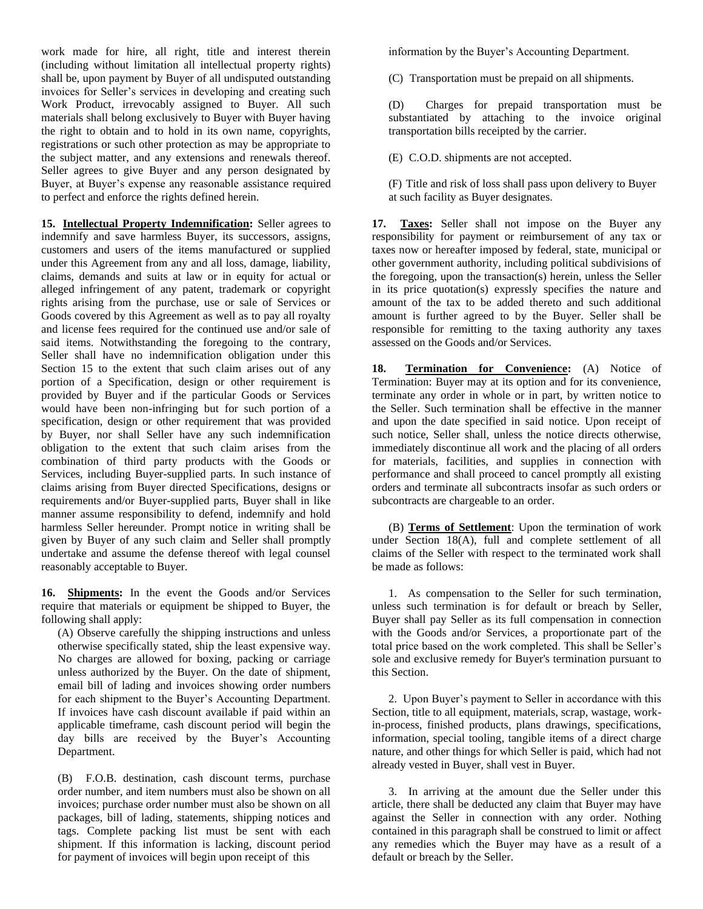work made for hire, all right, title and interest therein (including without limitation all intellectual property rights) shall be, upon payment by Buyer of all undisputed outstanding invoices for Seller's services in developing and creating such Work Product, irrevocably assigned to Buyer. All such materials shall belong exclusively to Buyer with Buyer having the right to obtain and to hold in its own name, copyrights, registrations or such other protection as may be appropriate to the subject matter, and any extensions and renewals thereof. Seller agrees to give Buyer and any person designated by Buyer, at Buyer's expense any reasonable assistance required to perfect and enforce the rights defined herein.

**15. Intellectual Property Indemnification:** Seller agrees to indemnify and save harmless Buyer, its successors, assigns, customers and users of the items manufactured or supplied under this Agreement from any and all loss, damage, liability, claims, demands and suits at law or in equity for actual or alleged infringement of any patent, trademark or copyright rights arising from the purchase, use or sale of Services or Goods covered by this Agreement as well as to pay all royalty and license fees required for the continued use and/or sale of said items. Notwithstanding the foregoing to the contrary, Seller shall have no indemnification obligation under this Section 15 to the extent that such claim arises out of any portion of a Specification, design or other requirement is provided by Buyer and if the particular Goods or Services would have been non-infringing but for such portion of a specification, design or other requirement that was provided by Buyer, nor shall Seller have any such indemnification obligation to the extent that such claim arises from the combination of third party products with the Goods or Services, including Buyer-supplied parts. In such instance of claims arising from Buyer directed Specifications, designs or requirements and/or Buyer-supplied parts, Buyer shall in like manner assume responsibility to defend, indemnify and hold harmless Seller hereunder. Prompt notice in writing shall be given by Buyer of any such claim and Seller shall promptly undertake and assume the defense thereof with legal counsel reasonably acceptable to Buyer.

**16. Shipments:** In the event the Goods and/or Services require that materials or equipment be shipped to Buyer, the following shall apply:

(A) Observe carefully the shipping instructions and unless otherwise specifically stated, ship the least expensive way. No charges are allowed for boxing, packing or carriage unless authorized by the Buyer. On the date of shipment, email bill of lading and invoices showing order numbers for each shipment to the Buyer's Accounting Department. If invoices have cash discount available if paid within an applicable timeframe, cash discount period will begin the day bills are received by the Buyer's Accounting Department.

(B) F.O.B. destination, cash discount terms, purchase order number, and item numbers must also be shown on all invoices; purchase order number must also be shown on all packages, bill of lading, statements, shipping notices and tags. Complete packing list must be sent with each shipment. If this information is lacking, discount period for payment of invoices will begin upon receipt of this information by the Buyer's Accounting Department.

(C) Transportation must be prepaid on all shipments.

(D) Charges for prepaid transportation must be substantiated by attaching to the invoice original transportation bills receipted by the carrier.

(E) C.O.D. shipments are not accepted.

(F) Title and risk of loss shall pass upon delivery to Buyer at such facility as Buyer designates.

**17. Taxes:** Seller shall not impose on the Buyer any responsibility for payment or reimbursement of any tax or taxes now or hereafter imposed by federal, state, municipal or other government authority, including political subdivisions of the foregoing, upon the transaction(s) herein, unless the Seller in its price quotation(s) expressly specifies the nature and amount of the tax to be added thereto and such additional amount is further agreed to by the Buyer. Seller shall be responsible for remitting to the taxing authority any taxes assessed on the Goods and/or Services.

**18. Termination for Convenience:** (A) Notice of Termination: Buyer may at its option and for its convenience, terminate any order in whole or in part, by written notice to the Seller. Such termination shall be effective in the manner and upon the date specified in said notice. Upon receipt of such notice, Seller shall, unless the notice directs otherwise, immediately discontinue all work and the placing of all orders for materials, facilities, and supplies in connection with performance and shall proceed to cancel promptly all existing orders and terminate all subcontracts insofar as such orders or subcontracts are chargeable to an order.

(B) **Terms of Settlement**: Upon the termination of work under Section 18(A), full and complete settlement of all claims of the Seller with respect to the terminated work shall be made as follows:

1. As compensation to the Seller for such termination, unless such termination is for default or breach by Seller, Buyer shall pay Seller as its full compensation in connection with the Goods and/or Services, a proportionate part of the total price based on the work completed. This shall be Seller's sole and exclusive remedy for Buyer's termination pursuant to this Section.

2. Upon Buyer's payment to Seller in accordance with this Section, title to all equipment, materials, scrap, wastage, work-in-process, finished products, plans drawings, specifications, information, special tooling, tangible items of a direct charge nature, and other things for which Seller is paid, which had not already vested in Buyer, shall vest in Buyer.

3. In arriving at the amount due the Seller under this article, there shall be deducted any claim that Buyer may have against the Seller in connection with any order. Nothing contained in this paragraph shall be construed to limit or affect any remedies which the Buyer may have as a result of a default or breach by the Seller.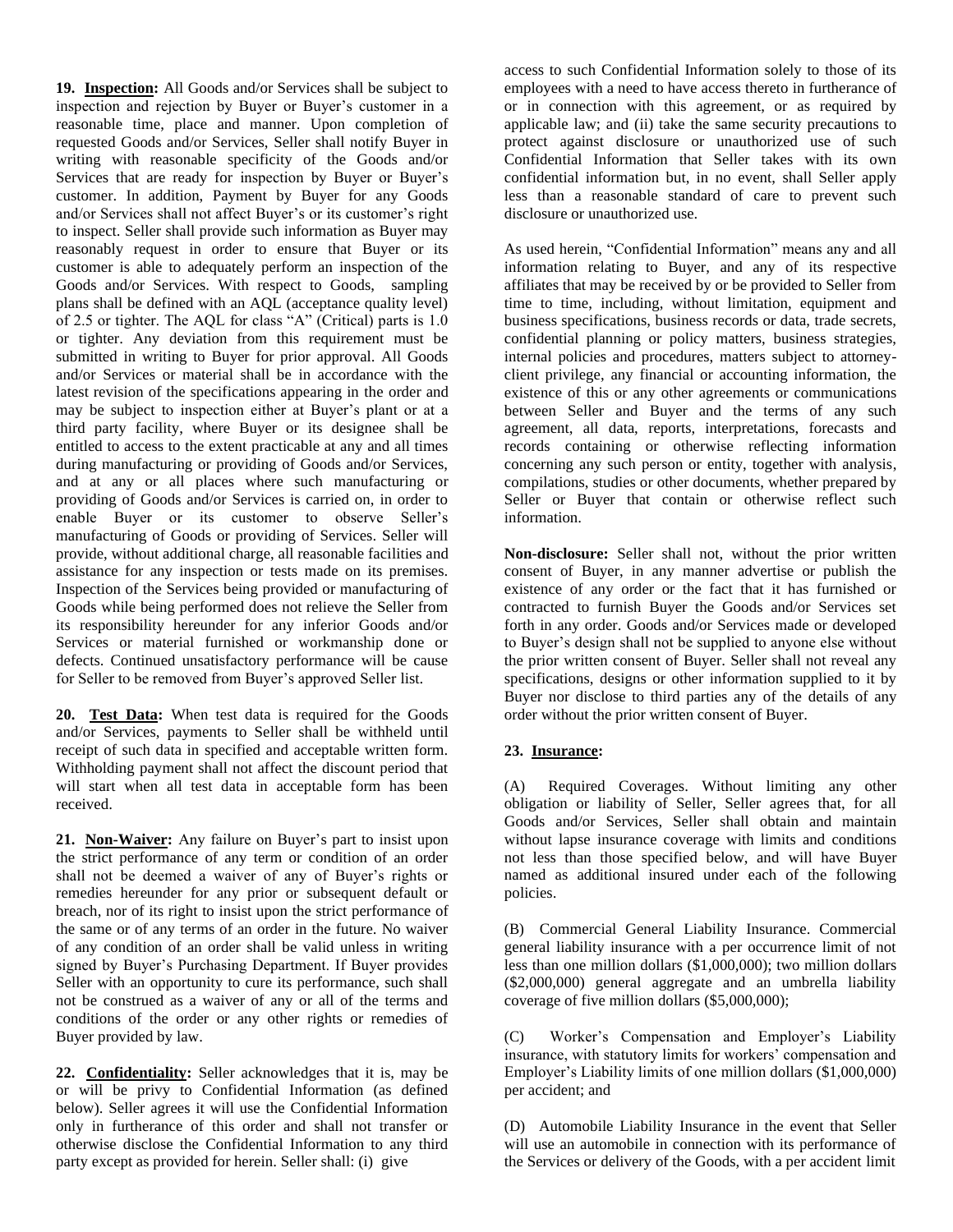**19. Inspection:** All Goods and/or Services shall be subject to inspection and rejection by Buyer or Buyer's customer in a reasonable time, place and manner. Upon completion of requested Goods and/or Services, Seller shall notify Buyer in writing with reasonable specificity of the Goods and/or Services that are ready for inspection by Buyer or Buyer's customer. In addition, Payment by Buyer for any Goods and/or Services shall not affect Buyer's or its customer's right to inspect. Seller shall provide such information as Buyer may reasonably request in order to ensure that Buyer or its customer is able to adequately perform an inspection of the Goods and/or Services. With respect to Goods, sampling plans shall be defined with an AQL (acceptance quality level) of 2.5 or tighter. The AQL for class "A" (Critical) parts is 1.0 or tighter. Any deviation from this requirement must be submitted in writing to Buyer for prior approval. All Goods and/or Services or material shall be in accordance with the latest revision of the specifications appearing in the order and may be subject to inspection either at Buyer's plant or at a third party facility, where Buyer or its designee shall be entitled to access to the extent practicable at any and all times during manufacturing or providing of Goods and/or Services, and at any or all places where such manufacturing or providing of Goods and/or Services is carried on, in order to enable Buyer or its customer to observe Seller's manufacturing of Goods or providing of Services. Seller will provide, without additional charge, all reasonable facilities and assistance for any inspection or tests made on its premises. Inspection of the Services being provided or manufacturing of Goods while being performed does not relieve the Seller from its responsibility hereunder for any inferior Goods and/or Services or material furnished or workmanship done or defects. Continued unsatisfactory performance will be cause for Seller to be removed from Buyer's approved Seller list.

**20. Test Data:** When test data is required for the Goods and/or Services, payments to Seller shall be withheld until receipt of such data in specified and acceptable written form. Withholding payment shall not affect the discount period that will start when all test data in acceptable form has been received.

**21. Non-Waiver:** Any failure on Buyer's part to insist upon the strict performance of any term or condition of an order shall not be deemed a waiver of any of Buyer's rights or remedies hereunder for any prior or subsequent default or breach, nor of its right to insist upon the strict performance of the same or of any terms of an order in the future. No waiver of any condition of an order shall be valid unless in writing signed by Buyer's Purchasing Department. If Buyer provides Seller with an opportunity to cure its performance, such shall not be construed as a waiver of any or all of the terms and conditions of the order or any other rights or remedies of Buyer provided by law.

**22. Confidentiality:** Seller acknowledges that it is, may be or will be privy to Confidential Information (as defined below). Seller agrees it will use the Confidential Information only in furtherance of this order and shall not transfer or otherwise disclose the Confidential Information to any third party except as provided for herein. Seller shall: (i) give access to such Confidential Information solely to those of its employees with a need to have access thereto in furtherance of or in connection with this agreement, or as required by applicable law; and (ii) take the same security precautions to protect against disclosure or unauthorized use of such Confidential Information that Seller takes with its own confidential information but, in no event, shall Seller apply less than a reasonable standard of care to prevent such disclosure or unauthorized use.

As used herein, "Confidential Information" means any and all information relating to Buyer, and any of its respective affiliates that may be received by or be provided to Seller from time to time, including, without limitation, equipment and business specifications, business records or data, trade secrets, confidential planning or policy matters, business strategies, internal policies and procedures, matters subject to attorney-client privilege, any financial or accounting information, the existence of this or any other agreements or communications between Seller and Buyer and the terms of any such agreement, all data, reports, interpretations, forecasts and records containing or otherwise reflecting information concerning any such person or entity, together with analysis, compilations, studies or other documents, whether prepared by Seller or Buyer that contain or otherwise reflect such information.

**Non-disclosure:** Seller shall not, without the prior written consent of Buyer, in any manner advertise or publish the existence of any order or the fact that it has furnished or contracted to furnish Buyer the Goods and/or Services set forth in any order. Goods and/or Services made or developed to Buyer's design shall not be supplied to anyone else without the prior written consent of Buyer. Seller shall not reveal any specifications, designs or other information supplied to it by Buyer nor disclose to third parties any of the details of any order without the prior written consent of Buyer.

**23. Insurance:**

(A) Required Coverages. Without limiting any other obligation or liability of Seller, Seller agrees that, for all Goods and/or Services, Seller shall obtain and maintain without lapse insurance coverage with limits and conditions not less than those specified below, and will have Buyer named as additional insured under each of the following policies.

(B) Commercial General Liability Insurance. Commercial general liability insurance with a per occurrence limit of not less than one million dollars ($1,000,000); two million dollars ($2,000,000) general aggregate and an umbrella liability coverage of five million dollars ($5,000,000);

(C) Worker's Compensation and Employer's Liability insurance, with statutory limits for workers' compensation and Employer's Liability limits of one million dollars ($1,000,000) per accident; and

(D) Automobile Liability Insurance in the event that Seller will use an automobile in connection with its performance of the Services or delivery of the Goods, with a per accident limit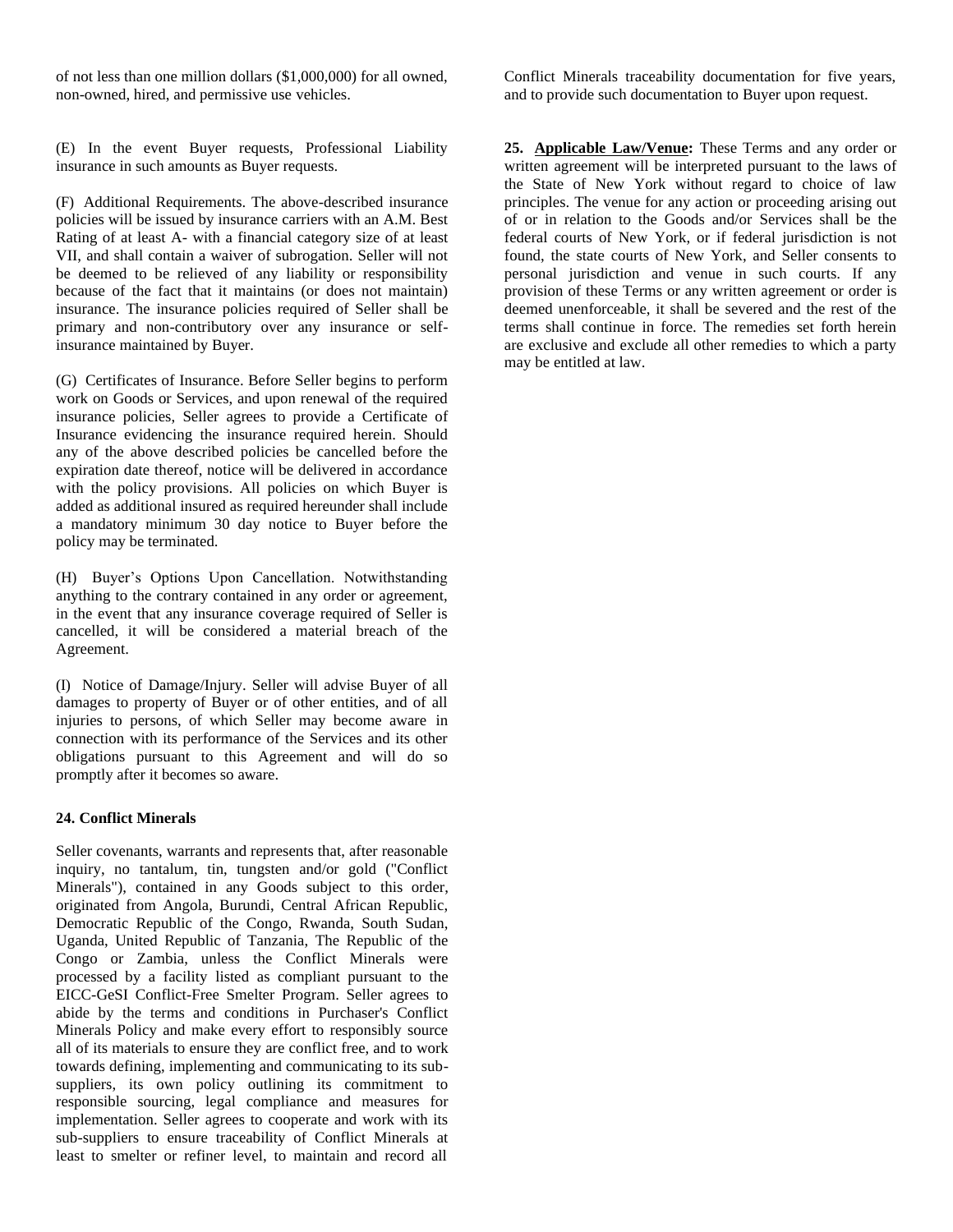of not less than one million dollars ($1,000,000) for all owned, non-owned, hired, and permissive use vehicles.

(E) In the event Buyer requests, Professional Liability insurance in such amounts as Buyer requests.

(F) Additional Requirements. The above-described insurance policies will be issued by insurance carriers with an A.M. Best Rating of at least A- with a financial category size of at least VII, and shall contain a waiver of subrogation. Seller will not be deemed to be relieved of any liability or responsibility because of the fact that it maintains (or does not maintain) insurance. The insurance policies required of Seller shall be primary and non-contributory over any insurance or self-insurance maintained by Buyer.

(G) Certificates of Insurance. Before Seller begins to perform work on Goods or Services, and upon renewal of the required insurance policies, Seller agrees to provide a Certificate of Insurance evidencing the insurance required herein. Should any of the above described policies be cancelled before the expiration date thereof, notice will be delivered in accordance with the policy provisions. All policies on which Buyer is added as additional insured as required hereunder shall include a mandatory minimum 30 day notice to Buyer before the policy may be terminated.

(H) Buyer's Options Upon Cancellation. Notwithstanding anything to the contrary contained in any order or agreement, in the event that any insurance coverage required of Seller is cancelled, it will be considered a material breach of the Agreement.

(I) Notice of Damage/Injury. Seller will advise Buyer of all damages to property of Buyer or of other entities, and of all injuries to persons, of which Seller may become aware in connection with its performance of the Services and its other obligations pursuant to this Agreement and will do so promptly after it becomes so aware.

**24. Conflict Minerals**

Seller covenants, warrants and represents that, after reasonable inquiry, no tantalum, tin, tungsten and/or gold ("Conflict Minerals"), contained in any Goods subject to this order, originated from Angola, Burundi, Central African Republic, Democratic Republic of the Congo, Rwanda, South Sudan, Uganda, United Republic of Tanzania, The Republic of the Congo or Zambia, unless the Conflict Minerals were processed by a facility listed as compliant pursuant to the EICC-GeSI Conflict-Free Smelter Program. Seller agrees to abide by the terms and conditions in Purchaser's Conflict Minerals Policy and make every effort to responsibly source all of its materials to ensure they are conflict free, and to work towards defining, implementing and communicating to its sub-suppliers, its own policy outlining its commitment to responsible sourcing, legal compliance and measures for implementation. Seller agrees to cooperate and work with its sub-suppliers to ensure traceability of Conflict Minerals at least to smelter or refiner level, to maintain and record all Conflict Minerals traceability documentation for five years, and to provide such documentation to Buyer upon request.

**25. <u>Applicable Law/Venue</u>:** These Terms and any order or written agreement will be interpreted pursuant to the laws of the State of New York without regard to choice of law principles. The venue for any action or proceeding arising out of or in relation to the Goods and/or Services shall be the federal courts of New York, or if federal jurisdiction is not found, the state courts of New York, and Seller consents to personal jurisdiction and venue in such courts. If any provision of these Terms or any written agreement or order is deemed unenforceable, it shall be severed and the rest of the terms shall continue in force. The remedies set forth herein are exclusive and exclude all other remedies to which a party may be entitled at law.